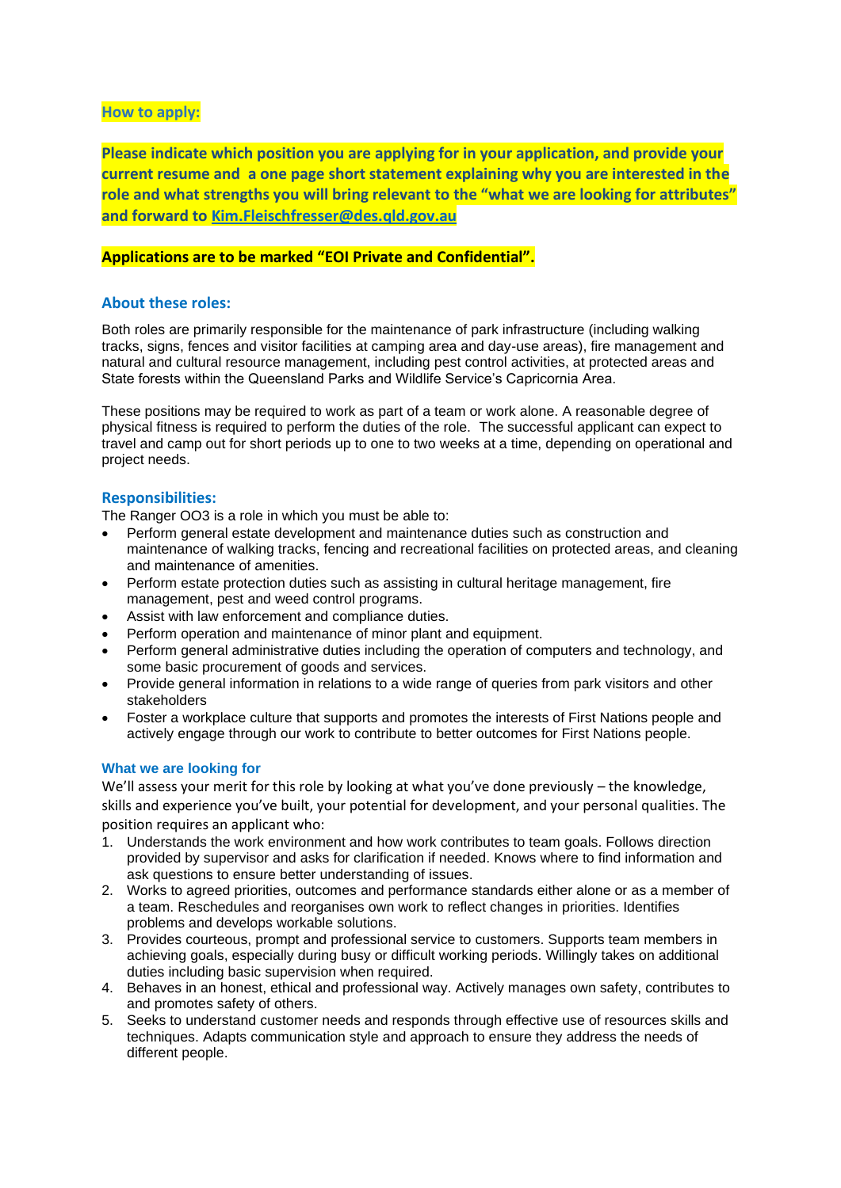## How to apply:

**Please indicate which position you are applying for in your application, and provide your current resume and a one page short statement explaining why you are interested in the role and what strengths you will bring relevant to the "what we are looking for attributes" and forward to [Kim.Fleischfresser@des.qld.gov.au](mailto:Kim.Fleischfresser@des.qld.gov.au)**

**Applications are to be marked "EOI Private and Confidential".**

## About these roles:

Both roles are primarily responsible for the maintenance of park infrastructure (including walking tracks, signs, fences and visitor facilities at camping area and day-use areas), fire management and natural and cultural resource management, including pest control activities, at protected areas and State forests within the Queensland Parks and Wildlife Service's Capricornia Area.

These positions may be required to work as part of a team or work alone. A reasonable degree of physical fitness is required to perform the duties of the role. The successful applicant can expect to travel and camp out for short periods up to one to two weeks at a time, depending on operational and project needs.

## Responsibilities:

The Ranger OO3 is a role in which you must be able to:

- Perform general estate development and maintenance duties such as construction and maintenance of walking tracks, fencing and recreational facilities on protected areas, and cleaning and maintenance of amenities.
- Perform estate protection duties such as assisting in cultural heritage management, fire management, pest and weed control programs.
- Assist with law enforcement and compliance duties.
- Perform operation and maintenance of minor plant and equipment.
- Perform general administrative duties including the operation of computers and technology, and some basic procurement of goods and services.
- Provide general information in relations to a wide range of queries from park visitors and other stakeholders
- Foster a workplace culture that supports and promotes the interests of First Nations people and actively engage through our work to contribute to better outcomes for First Nations people.

### What we are looking for

We'll assess your merit for this role by looking at what you've done previously – the knowledge, skills and experience you've built, your potential for development, and your personal qualities. The position requires an applicant who:

1. Understands the work environment and how work contributes to team goals. Follows direction provided by supervisor and asks for clarification if needed. Knows where to find information and ask questions to ensure better understanding of issues.
2. Works to agreed priorities, outcomes and performance standards either alone or as a member of a team. Reschedules and reorganises own work to reflect changes in priorities. Identifies problems and develops workable solutions.
3. Provides courteous, prompt and professional service to customers. Supports team members in achieving goals, especially during busy or difficult working periods. Willingly takes on additional duties including basic supervision when required.
4. Behaves in an honest, ethical and professional way. Actively manages own safety, contributes to and promotes safety of others.
5. Seeks to understand customer needs and responds through effective use of resources skills and techniques. Adapts communication style and approach to ensure they address the needs of different people.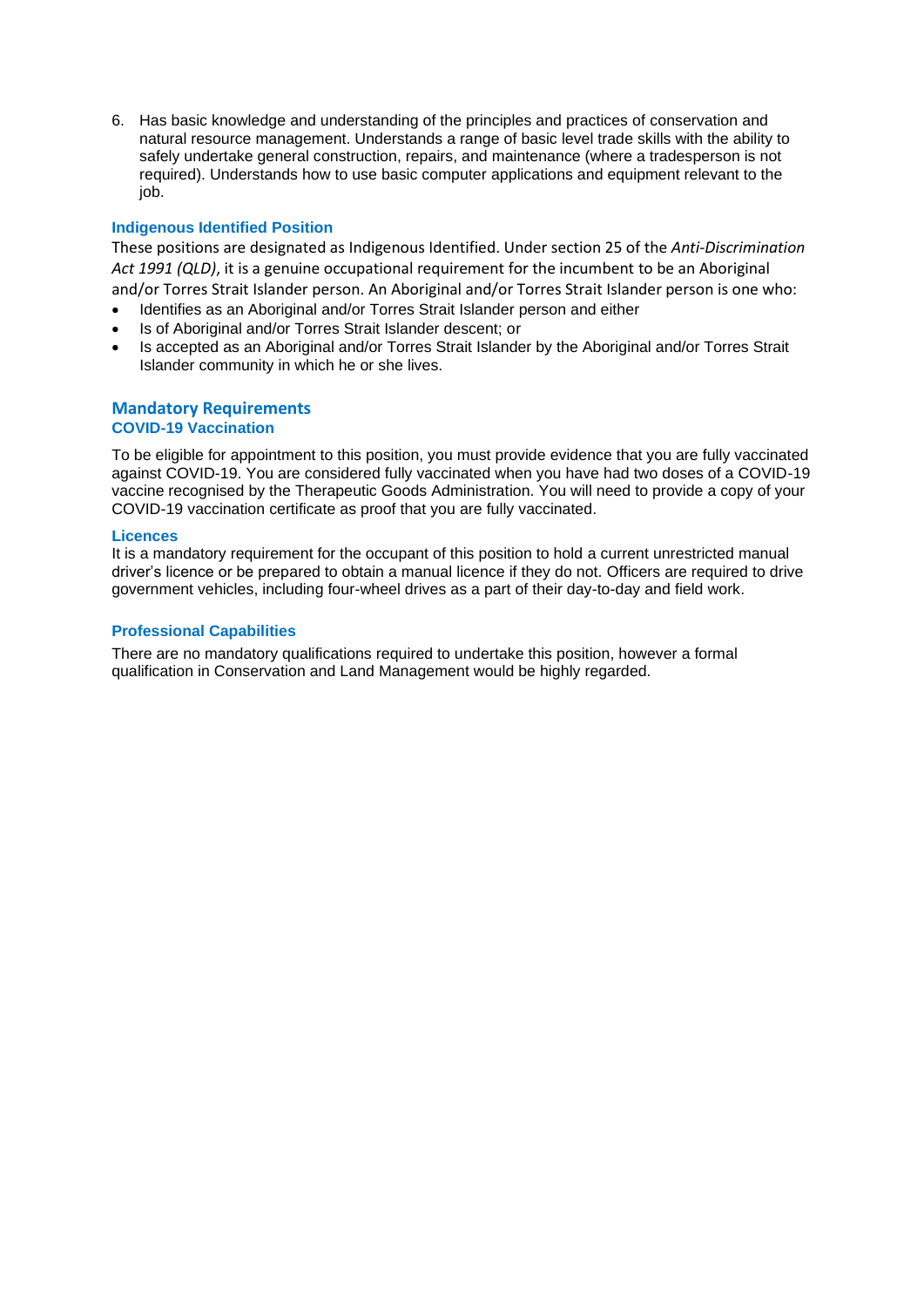6. Has basic knowledge and understanding of the principles and practices of conservation and natural resource management. Understands a range of basic level trade skills with the ability to safely undertake general construction, repairs, and maintenance (where a tradesperson is not required). Understands how to use basic computer applications and equipment relevant to the job.

### Indigenous Identified Position

These positions are designated as Indigenous Identified. Under section 25 of the *Anti-Discrimination Act 1991 (QLD)*, it is a genuine occupational requirement for the incumbent to be an Aboriginal and/or Torres Strait Islander person. An Aboriginal and/or Torres Strait Islander person is one who:

- Identifies as an Aboriginal and/or Torres Strait Islander person and either
- Is of Aboriginal and/or Torres Strait Islander descent; or
- Is accepted as an Aboriginal and/or Torres Strait Islander by the Aboriginal and/or Torres Strait Islander community in which he or she lives.

## Mandatory Requirements

### COVID-19 Vaccination

To be eligible for appointment to this position, you must provide evidence that you are fully vaccinated against COVID-19. You are considered fully vaccinated when you have had two doses of a COVID-19 vaccine recognised by the Therapeutic Goods Administration. You will need to provide a copy of your COVID-19 vaccination certificate as proof that you are fully vaccinated.

### Licences

It is a mandatory requirement for the occupant of this position to hold a current unrestricted manual driver's licence or be prepared to obtain a manual licence if they do not. Officers are required to drive government vehicles, including four-wheel drives as a part of their day-to-day and field work.

### Professional Capabilities

There are no mandatory qualifications required to undertake this position, however a formal qualification in Conservation and Land Management would be highly regarded.